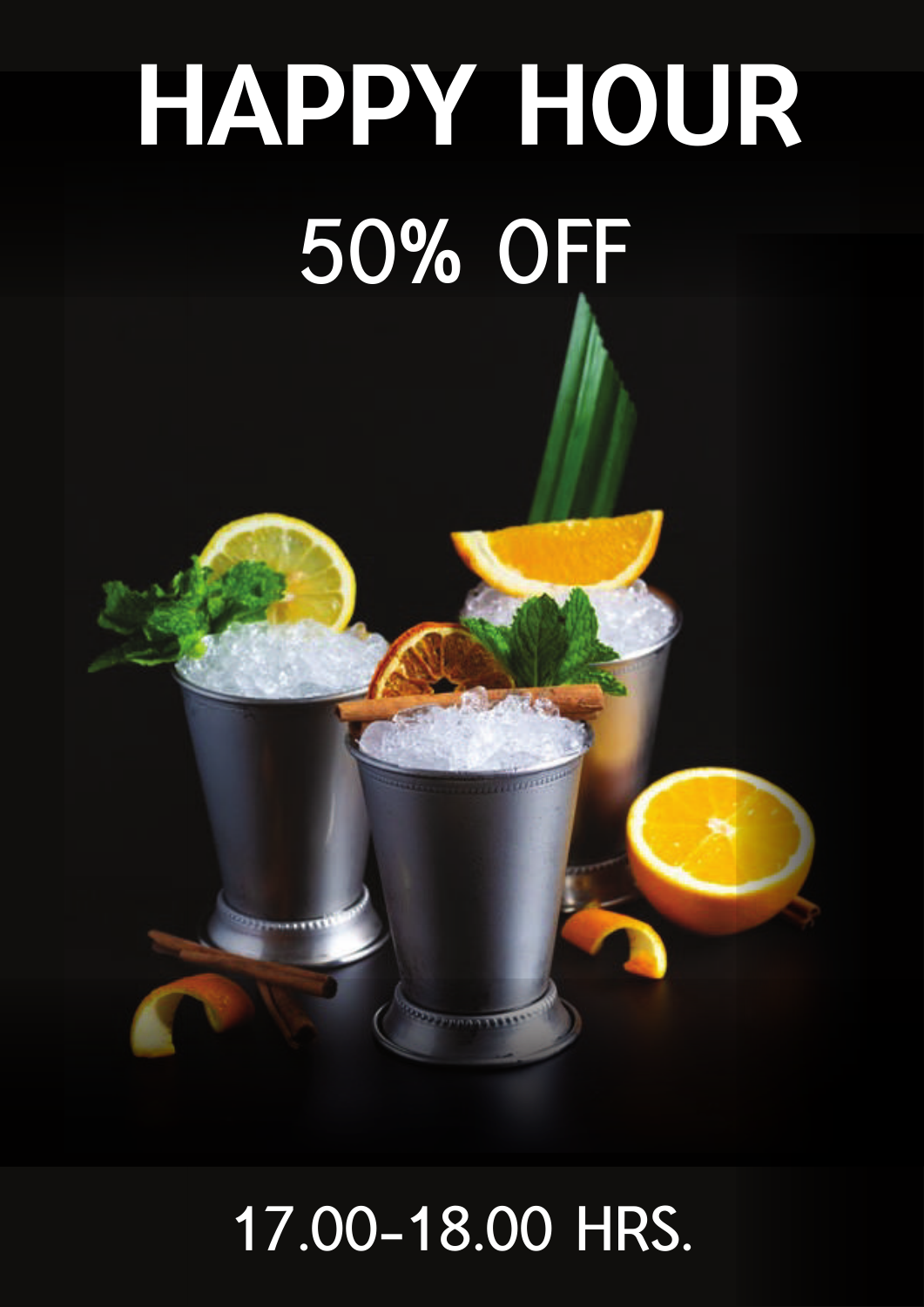# HAPPY HOUR

## 50% OFF

17.00-18.00 HRS.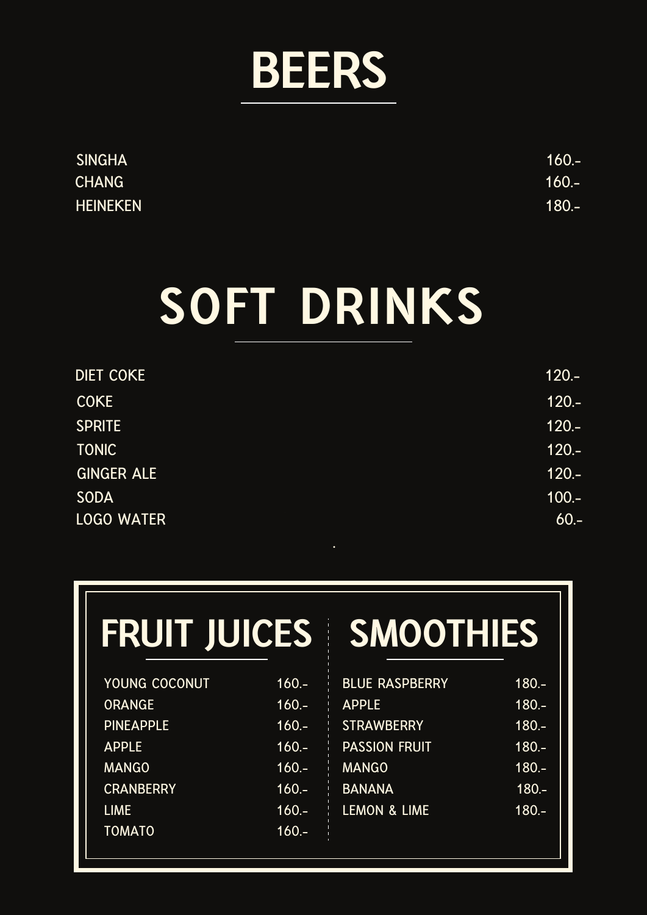# BEERS

| | |
|---|---|
| SINGHA | 160.- |
| CHANG | 160.- |
| HEINEKEN | 180.- |

# SOFT DRINKS

| | |
|---|---|
| DIET COKE | 120.- |
| COKE | 120.- |
| SPRITE | 120.- |
| TONIC | 120.- |
| GINGER ALE | 120.- |
| SODA | 100.- |
| LOGO WATER | 60.- |

# FRUIT JUICES

| | |
|---|---|
| YOUNG COCONUT | 160.- |
| ORANGE | 160.- |
| PINEAPPLE | 160.- |
| APPLE | 160.- |
| MANGO | 160.- |
| CRANBERRY | 160.- |
| LIME | 160.- |
| TOMATO | 160.- |

# SMOOTHIES

| | |
|---|---|
| BLUE RASPBERRY | 180.- |
| APPLE | 180.- |
| STRAWBERRY | 180.- |
| PASSION FRUIT | 180.- |
| MANGO | 180.- |
| BANANA | 180.- |
| LEMON & LIME | 180.- |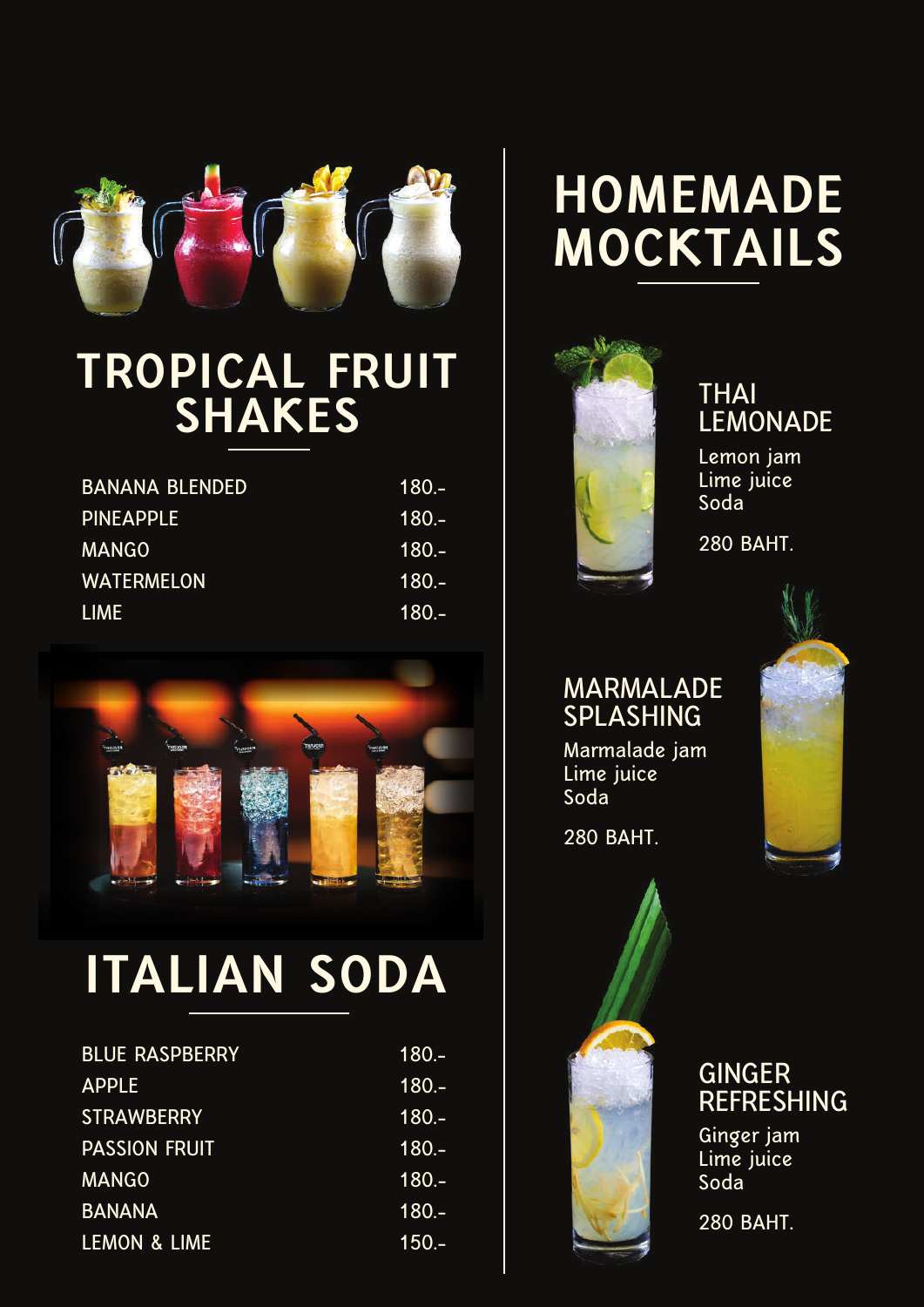## TROPICAL FRUIT SHAKES

| Item | Price |
|---|---|
| BANANA BLENDED | 180.- |
| PINEAPPLE | 180.- |
| MANGO | 180.- |
| WATERMELON | 180.- |
| LIME | 180.- |

## ITALIAN SODA

| Item | Price |
|---|---|
| BLUE RASPBERRY | 180.- |
| APPLE | 180.- |
| STRAWBERRY | 180.- |
| PASSION FRUIT | 180.- |
| MANGO | 180.- |
| BANANA | 180.- |
| LEMON & LIME | 150.- |

## HOMEMADE MOCKTAILS

### THAI LEMONADE

Lemon jam
Lime juice
Soda

280 BAHT.

### MARMALADE SPLASHING

Marmalade jam
Lime juice
Soda

280 BAHT.

### GINGER REFRESHING

Ginger jam
Lime juice
Soda

280 BAHT.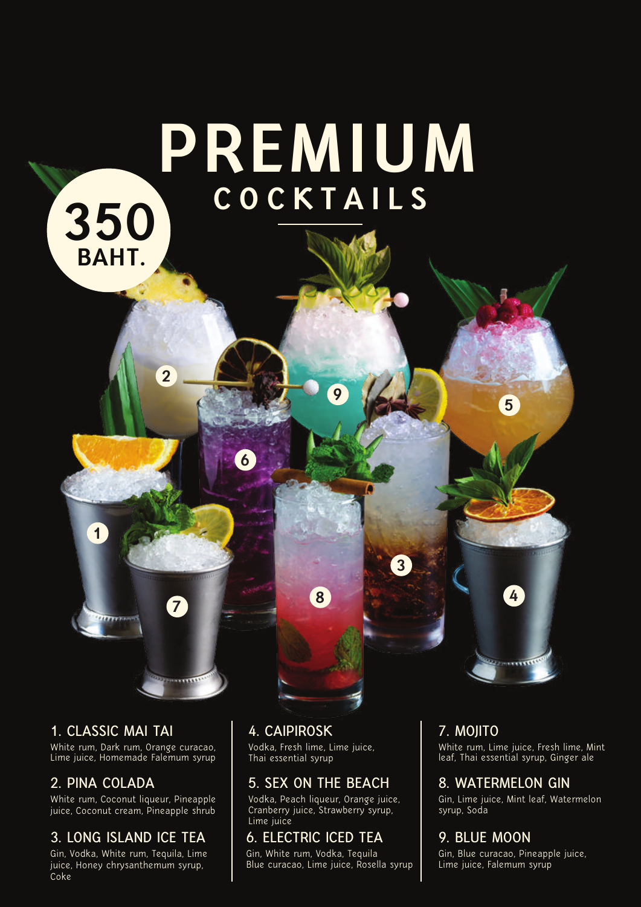# PREMIUM

## COCKTAILS

**350 BAHT.**

### 1. CLASSIC MAI TAI
White rum, Dark rum, Orange curacao, Lime juice, Homemade Falemum syrup

### 2. PINA COLADA
White rum, Coconut liqueur, Pineapple juice, Coconut cream, Pineapple shrub

### 3. LONG ISLAND ICE TEA
Gin, Vodka, White rum, Tequila, Lime juice, Honey chrysanthemum syrup, Coke

### 4. CAIPIROSK
Vodka, Fresh lime, Lime juice, Thai essential syrup

### 5. SEX ON THE BEACH
Vodka, Peach liqueur, Orange juice, Cranberry juice, Strawberry syrup, Lime juice

### 6. ELECTRIC ICED TEA
Gin, White rum, Vodka, Tequila Blue curacao, Lime juice, Rosella syrup

### 7. MOJITO
White rum, Lime juice, Fresh lime, Mint leaf, Thai essential syrup, Ginger ale

### 8. WATERMELON GIN
Gin, Lime juice, Mint leaf, Watermelon syrup, Soda

### 9. BLUE MOON
Gin, Blue curacao, Pineapple juice, Lime juice, Falemum syrup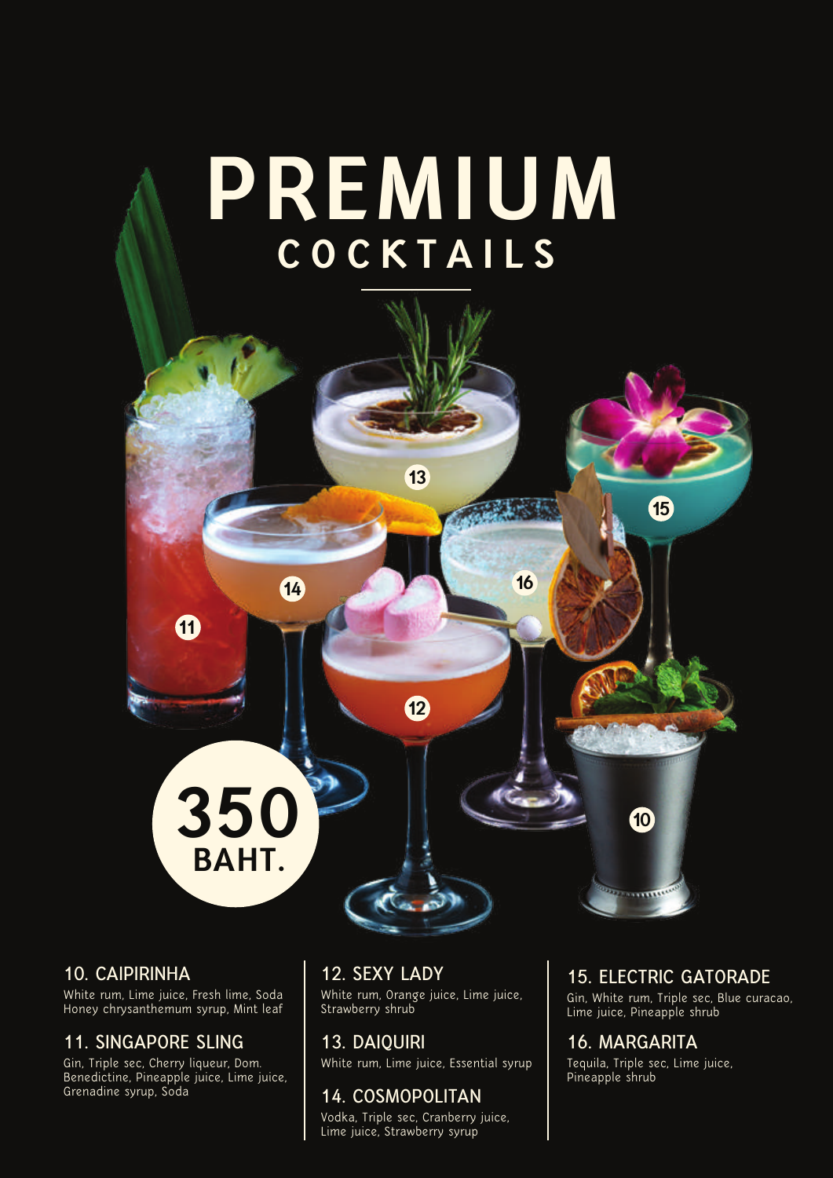# PREMIUM
## COCKTAILS

**350 BAHT.**

### 10. CAIPIRINHA
White rum, Lime juice, Fresh lime, Soda
Honey chrysanthemum syrup, Mint leaf

### 11. SINGAPORE SLING
Gin, Triple sec, Cherry liqueur, Dom. Benedictine, Pineapple juice, Lime juice, Grenadine syrup, Soda

### 12. SEXY LADY
White rum, Orange juice, Lime juice, Strawberry shrub

### 13. DAIQUIRI
White rum, Lime juice, Essential syrup

### 14. COSMOPOLITAN
Vodka, Triple sec, Cranberry juice, Lime juice, Strawberry syrup

### 15. ELECTRIC GATORADE
Gin, White rum, Triple sec, Blue curacao, Lime juice, Pineapple shrub

### 16. MARGARITA
Tequila, Triple sec, Lime juice, Pineapple shrub